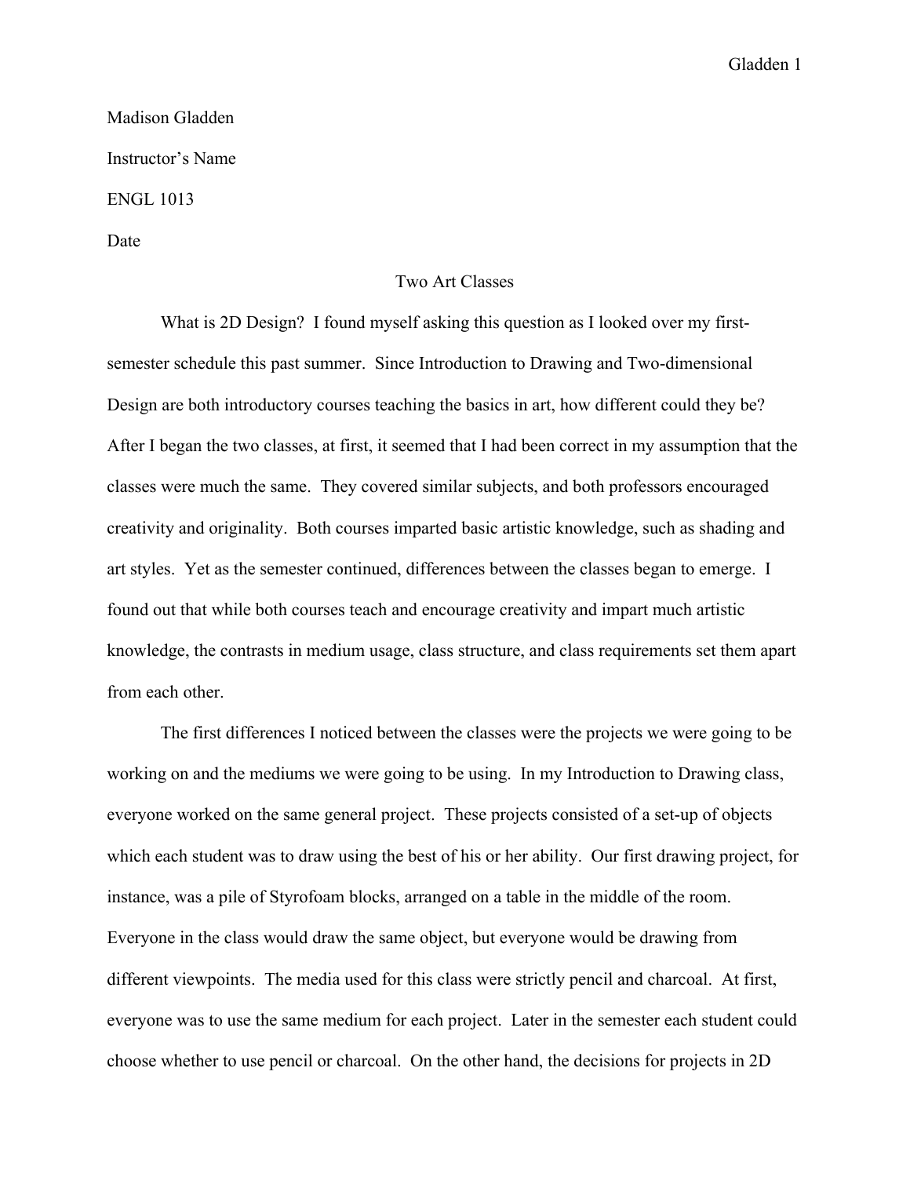Madison Gladden

Instructor's Name

ENGL 1013

Date

# Two Art Classes

What is 2D Design? I found myself asking this question as I looked over my first-semester schedule this past summer. Since Introduction to Drawing and Two-dimensional Design are both introductory courses teaching the basics in art, how different could they be? After I began the two classes, at first, it seemed that I had been correct in my assumption that the classes were much the same. They covered similar subjects, and both professors encouraged creativity and originality. Both courses imparted basic artistic knowledge, such as shading and art styles. Yet as the semester continued, differences between the classes began to emerge. I found out that while both courses teach and encourage creativity and impart much artistic knowledge, the contrasts in medium usage, class structure, and class requirements set them apart from each other.

The first differences I noticed between the classes were the projects we were going to be working on and the mediums we were going to be using. In my Introduction to Drawing class, everyone worked on the same general project. These projects consisted of a set-up of objects which each student was to draw using the best of his or her ability. Our first drawing project, for instance, was a pile of Styrofoam blocks, arranged on a table in the middle of the room. Everyone in the class would draw the same object, but everyone would be drawing from different viewpoints. The media used for this class were strictly pencil and charcoal. At first, everyone was to use the same medium for each project. Later in the semester each student could choose whether to use pencil or charcoal. On the other hand, the decisions for projects in 2D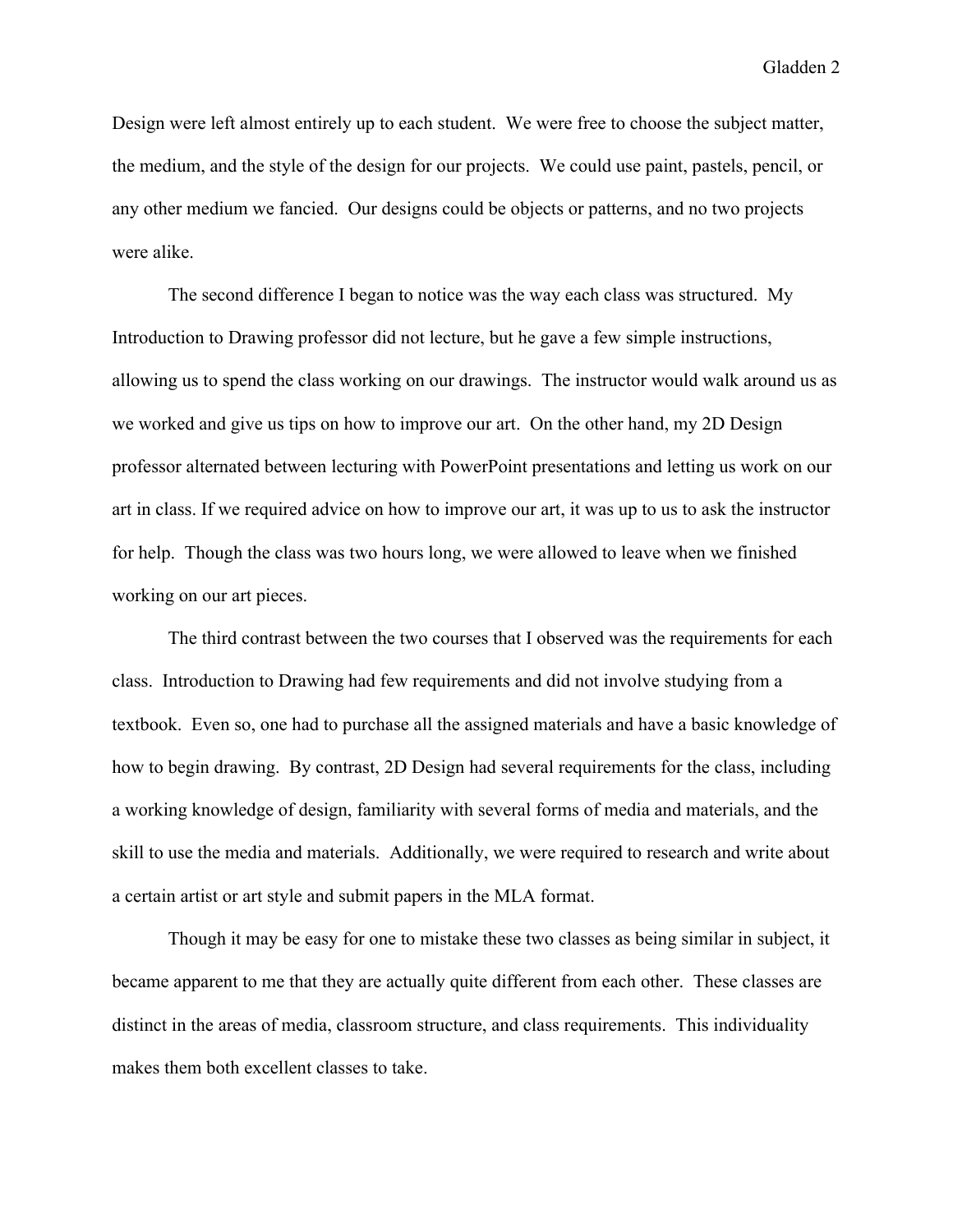Design were left almost entirely up to each student. We were free to choose the subject matter, the medium, and the style of the design for our projects. We could use paint, pastels, pencil, or any other medium we fancied. Our designs could be objects or patterns, and no two projects were alike.

The second difference I began to notice was the way each class was structured. My Introduction to Drawing professor did not lecture, but he gave a few simple instructions, allowing us to spend the class working on our drawings. The instructor would walk around us as we worked and give us tips on how to improve our art. On the other hand, my 2D Design professor alternated between lecturing with PowerPoint presentations and letting us work on our art in class. If we required advice on how to improve our art, it was up to us to ask the instructor for help. Though the class was two hours long, we were allowed to leave when we finished working on our art pieces.

The third contrast between the two courses that I observed was the requirements for each class. Introduction to Drawing had few requirements and did not involve studying from a textbook. Even so, one had to purchase all the assigned materials and have a basic knowledge of how to begin drawing. By contrast, 2D Design had several requirements for the class, including a working knowledge of design, familiarity with several forms of media and materials, and the skill to use the media and materials. Additionally, we were required to research and write about a certain artist or art style and submit papers in the MLA format.

Though it may be easy for one to mistake these two classes as being similar in subject, it became apparent to me that they are actually quite different from each other. These classes are distinct in the areas of media, classroom structure, and class requirements. This individuality makes them both excellent classes to take.